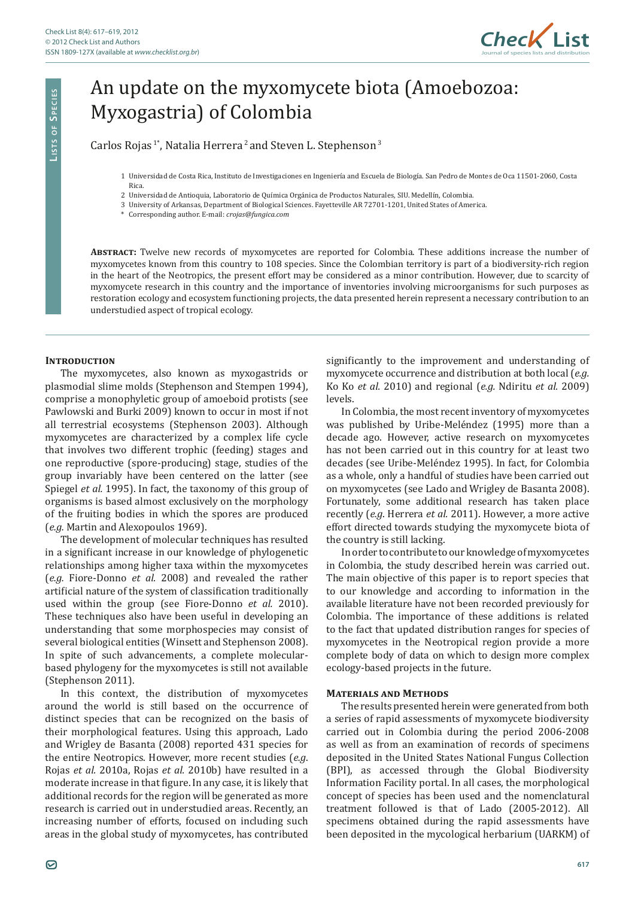Lists of Species

# An update on the myxomycete biota (Amoebozoa: Myxogastria) of Colombia

Carlos Rojas [1*], Natalia Herrera [2] and Steven L. Stephenson [3]

1 Universidad de Costa Rica, Instituto de Investigaciones en Ingeniería and Escuela de Biología. San Pedro de Montes de Oca 11501-2060, Costa Rica.

2 Universidad de Antioquia, Laboratorio de Química Orgánica de Productos Naturales, SIU. Medellín, Colombia.

3 University of Arkansas, Department of Biological Sciences. Fayetteville AR 72701-1201, United States of America.

\* Corresponding author. E-mail: *crojas@fungica.com*

**Abstract:** Twelve new records of myxomycetes are reported for Colombia. These additions increase the number of myxomycetes known from this country to 108 species. Since the Colombian territory is part of a biodiversity-rich region in the heart of the Neotropics, the present effort may be considered as a minor contribution. However, due to scarcity of myxomycete research in this country and the importance of inventories involving microorganisms for such purposes as restoration ecology and ecosystem functioning projects, the data presented herein represent a necessary contribution to an understudied aspect of tropical ecology.

## Introduction

The myxomycetes, also known as myxogastrids or plasmodial slime molds (Stephenson and Stempen 1994), comprise a monophyletic group of amoeboid protists (see Pawlowski and Burki 2009) known to occur in most if not all terrestrial ecosystems (Stephenson 2003). Although myxomycetes are characterized by a complex life cycle that involves two different trophic (feeding) stages and one reproductive (spore-producing) stage, studies of the group invariably have been centered on the latter (see Spiegel *et al.* 1995). In fact, the taxonomy of this group of organisms is based almost exclusively on the morphology of the fruiting bodies in which the spores are produced (*e.g.* Martin and Alexopoulos 1969).

The development of molecular techniques has resulted in a significant increase in our knowledge of phylogenetic relationships among higher taxa within the myxomycetes (*e.g.* Fiore-Donno *et al.* 2008) and revealed the rather artificial nature of the system of classification traditionally used within the group (see Fiore-Donno *et al.* 2010). These techniques also have been useful in developing an understanding that some morphospecies may consist of several biological entities (Winsett and Stephenson 2008). In spite of such advancements, a complete molecular-based phylogeny for the myxomycetes is still not available (Stephenson 2011).

In this context, the distribution of myxomycetes around the world is still based on the occurrence of distinct species that can be recognized on the basis of their morphological features. Using this approach, Lado and Wrigley de Basanta (2008) reported 431 species for the entire Neotropics. However, more recent studies (*e.g.* Rojas *et al.* 2010a, Rojas *et al.* 2010b) have resulted in a moderate increase in that figure. In any case, it is likely that additional records for the region will be generated as more research is carried out in understudied areas. Recently, an increasing number of efforts, focused on including such areas in the global study of myxomycetes, has contributed significantly to the improvement and understanding of myxomycete occurrence and distribution at both local (*e.g.* Ko Ko *et al.* 2010) and regional (*e.g.* Ndiritu *et al.* 2009) levels.

In Colombia, the most recent inventory of myxomycetes was published by Uribe-Meléndez (1995) more than a decade ago. However, active research on myxomycetes has not been carried out in this country for at least two decades (see Uribe-Meléndez 1995). In fact, for Colombia as a whole, only a handful of studies have been carried out on myxomycetes (see Lado and Wrigley de Basanta 2008). Fortunately, some additional research has taken place recently (*e.g.* Herrera *et al.* 2011). However, a more active effort directed towards studying the myxomycete biota of the country is still lacking.

In order to contribute to our knowledge of myxomycetes in Colombia, the study described herein was carried out. The main objective of this paper is to report species that to our knowledge and according to information in the available literature have not been recorded previously for Colombia. The importance of these additions is related to the fact that updated distribution ranges for species of myxomycetes in the Neotropical region provide a more complete body of data on which to design more complex ecology-based projects in the future.

## Materials and Methods

The results presented herein were generated from both a series of rapid assessments of myxomycete biodiversity carried out in Colombia during the period 2006-2008 as well as from an examination of records of specimens deposited in the United States National Fungus Collection (BPI), as accessed through the Global Biodiversity Information Facility portal. In all cases, the morphological concept of species has been used and the nomenclatural treatment followed is that of Lado (2005-2012). All specimens obtained during the rapid assessments have been deposited in the mycological herbarium (UARKM) of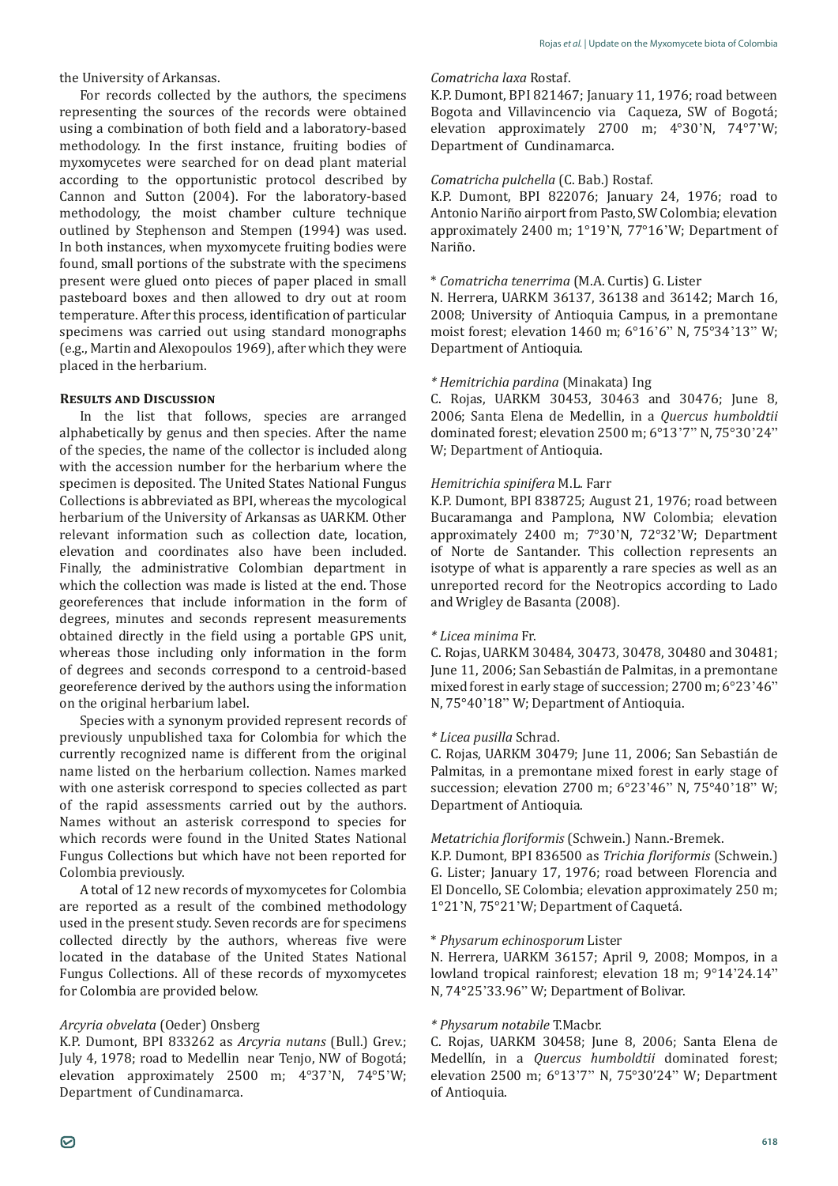the University of Arkansas.

For records collected by the authors, the specimens representing the sources of the records were obtained using a combination of both field and a laboratory-based methodology. In the first instance, fruiting bodies of myxomycetes were searched for on dead plant material according to the opportunistic protocol described by Cannon and Sutton (2004). For the laboratory-based methodology, the moist chamber culture technique outlined by Stephenson and Stempen (1994) was used. In both instances, when myxomycete fruiting bodies were found, small portions of the substrate with the specimens present were glued onto pieces of paper placed in small pasteboard boxes and then allowed to dry out at room temperature. After this process, identification of particular specimens was carried out using standard monographs (e.g., Martin and Alexopoulos 1969), after which they were placed in the herbarium.

## Results and Discussion

In the list that follows, species are arranged alphabetically by genus and then species. After the name of the species, the name of the collector is included along with the accession number for the herbarium where the specimen is deposited. The United States National Fungus Collections is abbreviated as BPI, whereas the mycological herbarium of the University of Arkansas as UARKM. Other relevant information such as collection date, location, elevation and coordinates also have been included. Finally, the administrative Colombian department in which the collection was made is listed at the end. Those georeferences that include information in the form of degrees, minutes and seconds represent measurements obtained directly in the field using a portable GPS unit, whereas those including only information in the form of degrees and seconds correspond to a centroid-based georeference derived by the authors using the information on the original herbarium label.

Species with a synonym provided represent records of previously unpublished taxa for Colombia for which the currently recognized name is different from the original name listed on the herbarium collection. Names marked with one asterisk correspond to species collected as part of the rapid assessments carried out by the authors. Names without an asterisk correspond to species for which records were found in the United States National Fungus Collections but which have not been reported for Colombia previously.

A total of 12 new records of myxomycetes for Colombia are reported as a result of the combined methodology used in the present study. Seven records are for specimens collected directly by the authors, whereas five were located in the database of the United States National Fungus Collections. All of these records of myxomycetes for Colombia are provided below.

*Arcyria obvelata* (Oeder) Onsberg
K.P. Dumont, BPI 833262 as *Arcyria nutans* (Bull.) Grev.; July 4, 1978; road to Medellin near Tenjo, NW of Bogotá; elevation approximately 2500 m; 4°37'N, 74°5'W; Department of Cundinamarca.

*Comatricha laxa* Rostaf.
K.P. Dumont, BPI 821467; January 11, 1976; road between Bogota and Villavincencio via Caqueza, SW of Bogotá; elevation approximately 2700 m; 4°30'N, 74°7'W; Department of Cundinamarca.

*Comatricha pulchella* (C. Bab.) Rostaf.
K.P. Dumont, BPI 822076; January 24, 1976; road to Antonio Nariño airport from Pasto, SW Colombia; elevation approximately 2400 m; 1°19'N, 77°16'W; Department of Nariño.

* *Comatricha tenerrima* (M.A. Curtis) G. Lister
N. Herrera, UARKM 36137, 36138 and 36142; March 16, 2008; University of Antioquia Campus, in a premontane moist forest; elevation 1460 m; 6°16'6'' N, 75°34'13'' W; Department of Antioquia.

*\* Hemitrichia pardina* (Minakata) Ing
C. Rojas, UARKM 30453, 30463 and 30476; June 8, 2006; Santa Elena de Medellin, in a *Quercus humboldtii* dominated forest; elevation 2500 m; 6°13'7'' N, 75°30'24'' W; Department of Antioquia.

*Hemitrichia spinifera* M.L. Farr
K.P. Dumont, BPI 838725; August 21, 1976; road between Bucaramanga and Pamplona, NW Colombia; elevation approximately 2400 m; 7°30'N, 72°32'W; Department of Norte de Santander. This collection represents an isotype of what is apparently a rare species as well as an unreported record for the Neotropics according to Lado and Wrigley de Basanta (2008).

*\* Licea minima* Fr.
C. Rojas, UARKM 30484, 30473, 30478, 30480 and 30481; June 11, 2006; San Sebastián de Palmitas, in a premontane mixed forest in early stage of succession; 2700 m; 6°23'46'' N, 75°40'18'' W; Department of Antioquia.

*\* Licea pusilla* Schrad.
C. Rojas, UARKM 30479; June 11, 2006; San Sebastián de Palmitas, in a premontane mixed forest in early stage of succession; elevation 2700 m; 6°23'46'' N, 75°40'18'' W; Department of Antioquia.

*Metatrichia floriformis* (Schwein.) Nann.-Bremek.
K.P. Dumont, BPI 836500 as *Trichia floriformis* (Schwein.) G. Lister; January 17, 1976; road between Florencia and El Doncello, SE Colombia; elevation approximately 250 m; 1°21'N, 75°21'W; Department of Caquetá.

* *Physarum echinosporum* Lister
N. Herrera, UARKM 36157; April 9, 2008; Mompos, in a lowland tropical rainforest; elevation 18 m; 9°14'24.14'' N, 74°25'33.96'' W; Department of Bolivar.

*\* Physarum notabile* T.Macbr.
C. Rojas, UARKM 30458; June 8, 2006; Santa Elena de Medellín, in a *Quercus humboldtii* dominated forest; elevation 2500 m; 6°13'7'' N, 75°30'24'' W; Department of Antioquia.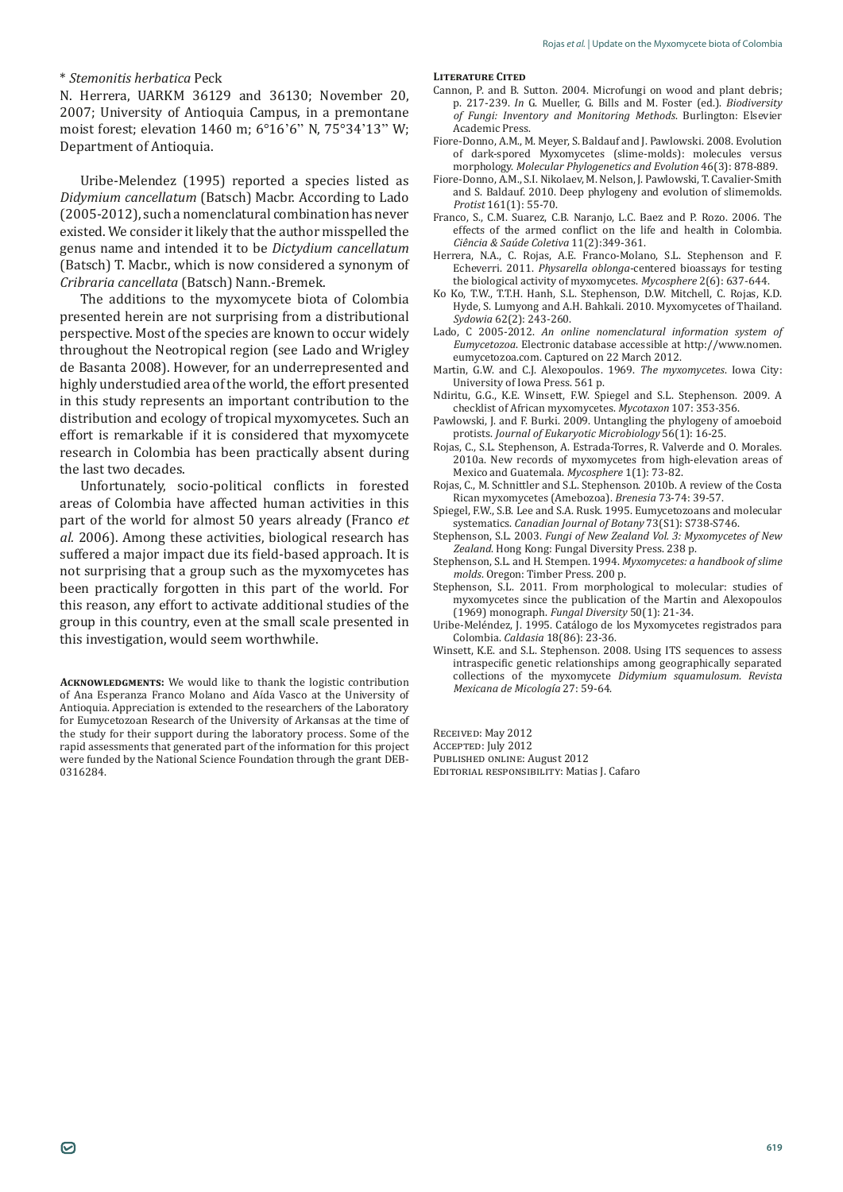* *Stemonitis herbatica* Peck

N. Herrera, UARKM 36129 and 36130; November 20, 2007; University of Antioquia Campus, in a premontane moist forest; elevation 1460 m; 6°16'6'' N, 75°34'13'' W; Department of Antioquia.

Uribe-Melendez (1995) reported a species listed as *Didymium cancellatum* (Batsch) Macbr. According to Lado (2005-2012), such a nomenclatural combination has never existed. We consider it likely that the author misspelled the genus name and intended it to be *Dictydium cancellatum* (Batsch) T. Macbr., which is now considered a synonym of *Cribraria cancellata* (Batsch) Nann.-Bremek.

The additions to the myxomycete biota of Colombia presented herein are not surprising from a distributional perspective. Most of the species are known to occur widely throughout the Neotropical region (see Lado and Wrigley de Basanta 2008). However, for an underrepresented and highly understudied area of the world, the effort presented in this study represents an important contribution to the distribution and ecology of tropical myxomycetes. Such an effort is remarkable if it is considered that myxomycete research in Colombia has been practically absent during the last two decades.

Unfortunately, socio-political conflicts in forested areas of Colombia have affected human activities in this part of the world for almost 50 years already (Franco *et al.* 2006). Among these activities, biological research has suffered a major impact due its field-based approach. It is not surprising that a group such as the myxomycetes has been practically forgotten in this part of the world. For this reason, any effort to activate additional studies of the group in this country, even at the small scale presented in this investigation, would seem worthwhile.

**Acknowledgments:** We would like to thank the logistic contribution of Ana Esperanza Franco Molano and Aída Vasco at the University of Antioquia. Appreciation is extended to the researchers of the Laboratory for Eumycetozoan Research of the University of Arkansas at the time of the study for their support during the laboratory process. Some of the rapid assessments that generated part of the information for this project were funded by the National Science Foundation through the grant DEB-0316284.

## Literature Cited

Cannon, P. and B. Sutton. 2004. Microfungi on wood and plant debris; p. 217-239. *In* G. Mueller, G. Bills and M. Foster (ed.). *Biodiversity of Fungi: Inventory and Monitoring Methods*. Burlington: Elsevier Academic Press.

Fiore-Donno, A.M., M. Meyer, S. Baldauf and J. Pawlowski. 2008. Evolution of dark-spored Myxomycetes (slime-molds): molecules versus morphology. *Molecular Phylogenetics and Evolution* 46(3): 878-889.

Fiore-Donno, A.M., S.I. Nikolaev, M. Nelson, J. Pawlowski, T. Cavalier-Smith and S. Baldauf. 2010. Deep phylogeny and evolution of slimemolds. *Protist* 161(1): 55-70.

Franco, S., C.M. Suarez, C.B. Naranjo, L.C. Baez and P. Rozo. 2006. The effects of the armed conflict on the life and health in Colombia. *Ciência & Saúde Coletiva* 11(2):349-361.

Herrera, N.A., C. Rojas, A.E. Franco-Molano, S.L. Stephenson and F. Echeverri. 2011. *Physarella oblonga*-centered bioassays for testing the biological activity of myxomycetes. *Mycosphere* 2(6): 637-644.

Ko Ko, T.W., T.T.H. Hanh, S.L. Stephenson, D.W. Mitchell, C. Rojas, K.D. Hyde, S. Lumyong and A.H. Bahkali. 2010. Myxomycetes of Thailand. *Sydowia* 62(2): 243-260.

Lado, C 2005-2012. *An online nomenclatural information system of Eumycetozoa*. Electronic database accessible at http://www.nomen.eumycetozoa.com. Captured on 22 March 2012.

Martin, G.W. and C.J. Alexopoulos. 1969. *The myxomycetes*. Iowa City: University of Iowa Press. 561 p.

Ndiritu, G.G., K.E. Winsett, F.W. Spiegel and S.L. Stephenson. 2009. A checklist of African myxomycetes. *Mycotaxon* 107: 353-356.

Pawlowski, J. and F. Burki. 2009. Untangling the phylogeny of amoeboid protists. *Journal of Eukaryotic Microbiology* 56(1): 16-25.

Rojas, C., S.L. Stephenson, A. Estrada-Torres, R. Valverde and O. Morales. 2010a. New records of myxomycetes from high-elevation areas of Mexico and Guatemala. *Mycosphere* 1(1): 73-82.

Rojas, C., M. Schnittler and S.L. Stephenson. 2010b. A review of the Costa Rican myxomycetes (Amebozoa). *Brenesia* 73-74: 39-57.

Spiegel, F.W., S.B. Lee and S.A. Rusk. 1995. Eumycetozoans and molecular systematics. *Canadian Journal of Botany* 73(S1): S738-S746.

Stephenson, S.L. 2003. *Fungi of New Zealand Vol. 3: Myxomycetes of New Zealand*. Hong Kong: Fungal Diversity Press. 238 p.

Stephenson, S.L. and H. Stempen. 1994. *Myxomycetes: a handbook of slime molds*. Oregon: Timber Press. 200 p.

Stephenson, S.L. 2011. From morphological to molecular: studies of myxomycetes since the publication of the Martin and Alexopoulos (1969) monograph. *Fungal Diversity* 50(1): 21-34.

Uribe-Meléndez, J. 1995. Catálogo de los Myxomycetes registrados para Colombia. *Caldasia* 18(86): 23-36.

Winsett, K.E. and S.L. Stephenson. 2008. Using ITS sequences to assess intraspecific genetic relationships among geographically separated collections of the myxomycete *Didymium squamulosum*. *Revista Mexicana de Micología* 27: 59-64.

Received: May 2012
Accepted: July 2012
Published online: August 2012
Editorial responsibility: Matias J. Cafaro